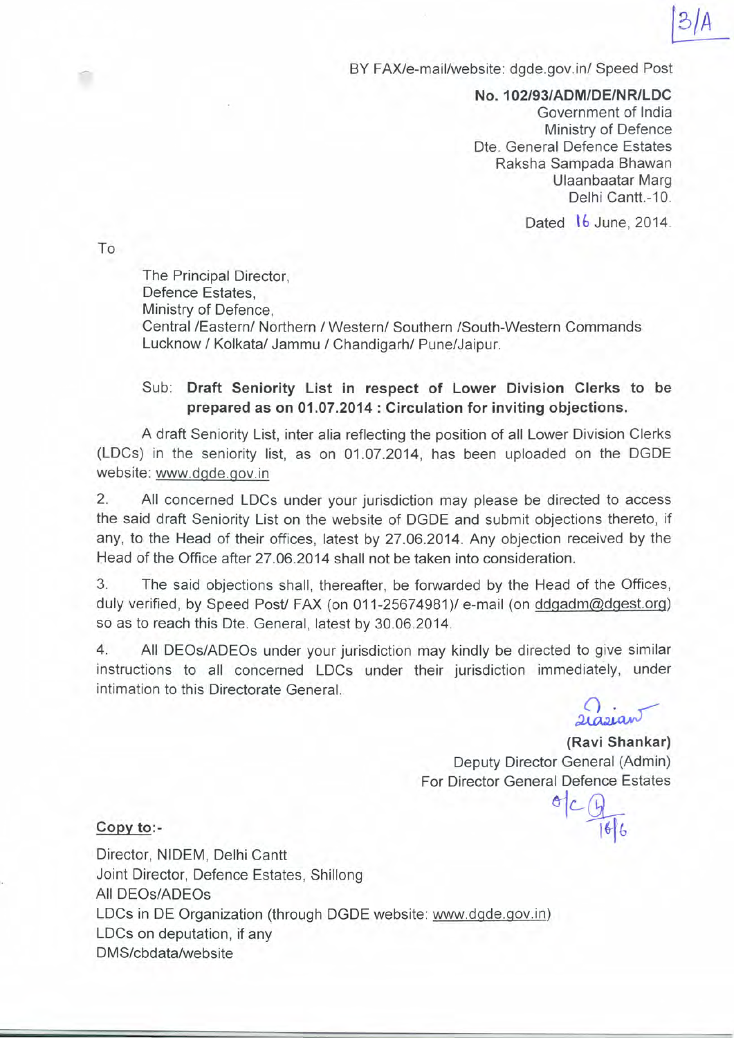3/A

BY FAX/e-mail/website: dgde.gov.in/ Speed Post

**No. 102/93/ADM/DE/NR/LDC**
Government of India
Ministry of Defence
Dte. General Defence Estates
Raksha Sampada Bhawan
Ulaanbaatar Marg
Delhi Cantt.-10.

Dated 16 June, 2014.

To

The Principal Director,
Defence Estates,
Ministry of Defence,
Central /Eastern/ Northern / Western/ Southern /South-Western Commands
Lucknow / Kolkata/ Jammu / Chandigarh/ Pune/Jaipur.

Sub: **Draft Seniority List in respect of Lower Division Clerks to be prepared as on 01.07.2014 : Circulation for inviting objections.**

A draft Seniority List, inter alia reflecting the position of all Lower Division Clerks (LDCs) in the seniority list, as on 01.07.2014, has been uploaded on the DGDE website: www.dgde.gov.in

2. All concerned LDCs under your jurisdiction may please be directed to access the said draft Seniority List on the website of DGDE and submit objections thereto, if any, to the Head of their offices, latest by 27.06.2014. Any objection received by the Head of the Office after 27.06.2014 shall not be taken into consideration.

3. The said objections shall, thereafter, be forwarded by the Head of the Offices, duly verified, by Speed Post/ FAX (on 011-25674981)/ e-mail (on ddgadm@dgest.org) so as to reach this Dte. General, latest by 30.06.2014.

4. All DEOs/ADEOs under your jurisdiction may kindly be directed to give similar instructions to all concerned LDCs under their jurisdiction immediately, under intimation to this Directorate General.

**(Ravi Shankar)**
Deputy Director General (Admin)
For Director General Defence Estates

**Copy to:-**

Director, NIDEM, Delhi Cantt
Joint Director, Defence Estates, Shillong
All DEOs/ADEOs
LDCs in DE Organization (through DGDE website: www.dgde.gov.in)
LDCs on deputation, if any
DMS/cbdata/website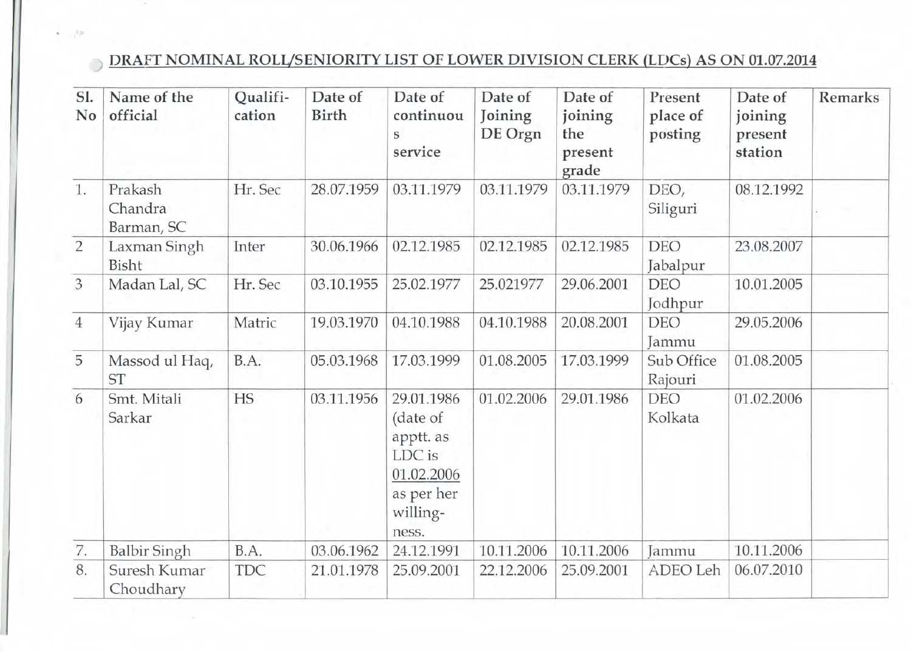## DRAFT NOMINAL ROLL/SENIORITY LIST OF LOWER DIVISION CLERK (LDCs) AS ON 01.07.2014

| Sl. No | Name of the official | Qualifi-cation | Date of Birth | Date of continuous service | Date of Joining DE Orgn | Date of joining the present grade | Present place of posting | Date of joining present station | Remarks |
|---|---|---|---|---|---|---|---|---|---|
| 1. | Prakash Chandra Barman, SC | Hr. Sec | 28.07.1959 | 03.11.1979 | 03.11.1979 | 03.11.1979 | DEO, Siliguri | 08.12.1992 | |
| 2 | Laxman Singh Bisht | Inter | 30.06.1966 | 02.12.1985 | 02.12.1985 | 02.12.1985 | DEO Jabalpur | 23.08.2007 | |
| 3 | Madan Lal, SC | Hr. Sec | 03.10.1955 | 25.02.1977 | 25.021977 | 29.06.2001 | DEO Jodhpur | 10.01.2005 | |
| 4 | Vijay Kumar | Matric | 19.03.1970 | 04.10.1988 | 04.10.1988 | 20.08.2001 | DEO Jammu | 29.05.2006 | |
| 5 | Massod ul Haq, ST | B.A. | 05.03.1968 | 17.03.1999 | 01.08.2005 | 17.03.1999 | Sub Office Rajouri | 01.08.2005 | |
| 6 | Smt. Mitali Sarkar | HS | 03.11.1956 | 29.01.1986 (date of apptt. as LDC is 01.02.2006 as per her willing-ness. | 01.02.2006 | 29.01.1986 | DEO Kolkata | 01.02.2006 | |
| 7. | Balbir Singh | B.A. | 03.06.1962 | 24.12.1991 | 10.11.2006 | 10.11.2006 | Jammu | 10.11.2006 | |
| 8. | Suresh Kumar Choudhary | TDC | 21.01.1978 | 25.09.2001 | 22.12.2006 | 25.09.2001 | ADEO Leh | 06.07.2010 | |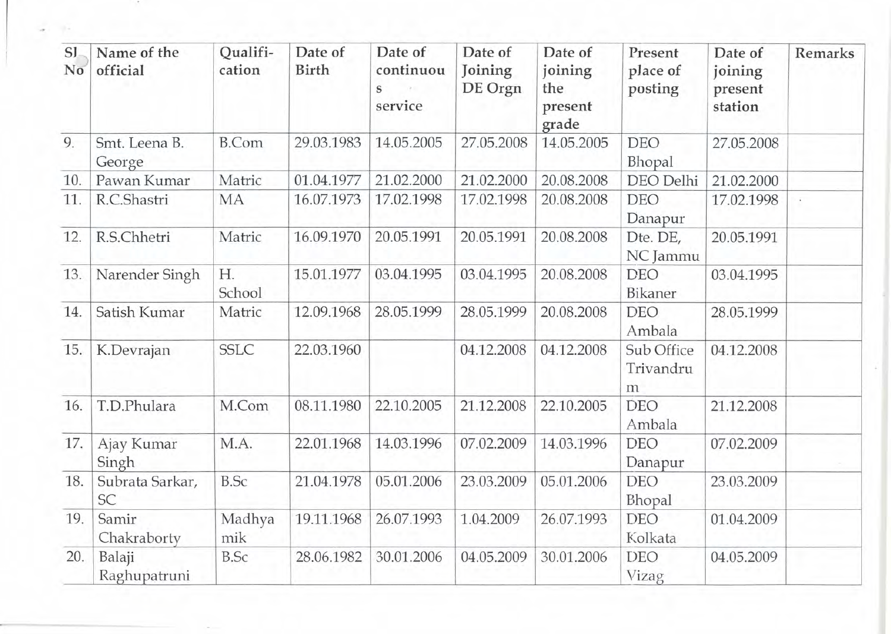| Sl No | Name of the official | Qualifi-cation | Date of Birth | Date of continuous service | Date of Joining DE Orgn | Date of joining the present grade | Present place of posting | Date of joining present station | Remarks |
|---|---|---|---|---|---|---|---|---|---|
| 9. | Smt. Leena B. George | B.Com | 29.03.1983 | 14.05.2005 | 27.05.2008 | 14.05.2005 | DEO Bhopal | 27.05.2008 | |
| 10. | Pawan Kumar | Matric | 01.04.1977 | 21.02.2000 | 21.02.2000 | 20.08.2008 | DEO Delhi | 21.02.2000 | |
| 11. | R.C.Shastri | MA | 16.07.1973 | 17.02.1998 | 17.02.1998 | 20.08.2008 | DEO Danapur | 17.02.1998 | |
| 12. | R.S.Chhetri | Matric | 16.09.1970 | 20.05.1991 | 20.05.1991 | 20.08.2008 | Dte. DE, NC Jammu | 20.05.1991 | |
| 13. | Narender Singh | H. School | 15.01.1977 | 03.04.1995 | 03.04.1995 | 20.08.2008 | DEO Bikaner | 03.04.1995 | |
| 14. | Satish Kumar | Matric | 12.09.1968 | 28.05.1999 | 28.05.1999 | 20.08.2008 | DEO Ambala | 28.05.1999 | |
| 15. | K.Devrajan | SSLC | 22.03.1960 | | 04.12.2008 | 04.12.2008 | Sub Office Trivandrum | 04.12.2008 | |
| 16. | T.D.Phulara | M.Com | 08.11.1980 | 22.10.2005 | 21.12.2008 | 22.10.2005 | DEO Ambala | 21.12.2008 | |
| 17. | Ajay Kumar Singh | M.A. | 22.01.1968 | 14.03.1996 | 07.02.2009 | 14.03.1996 | DEO Danapur | 07.02.2009 | |
| 18. | Subrata Sarkar, SC | B.Sc | 21.04.1978 | 05.01.2006 | 23.03.2009 | 05.01.2006 | DEO Bhopal | 23.03.2009 | |
| 19. | Samir Chakraborty | Madhyamik | 19.11.1968 | 26.07.1993 | 1.04.2009 | 26.07.1993 | DEO Kolkata | 01.04.2009 | |
| 20. | Balaji Raghupatruni | B.Sc | 28.06.1982 | 30.01.2006 | 04.05.2009 | 30.01.2006 | DEO Vizag | 04.05.2009 | |